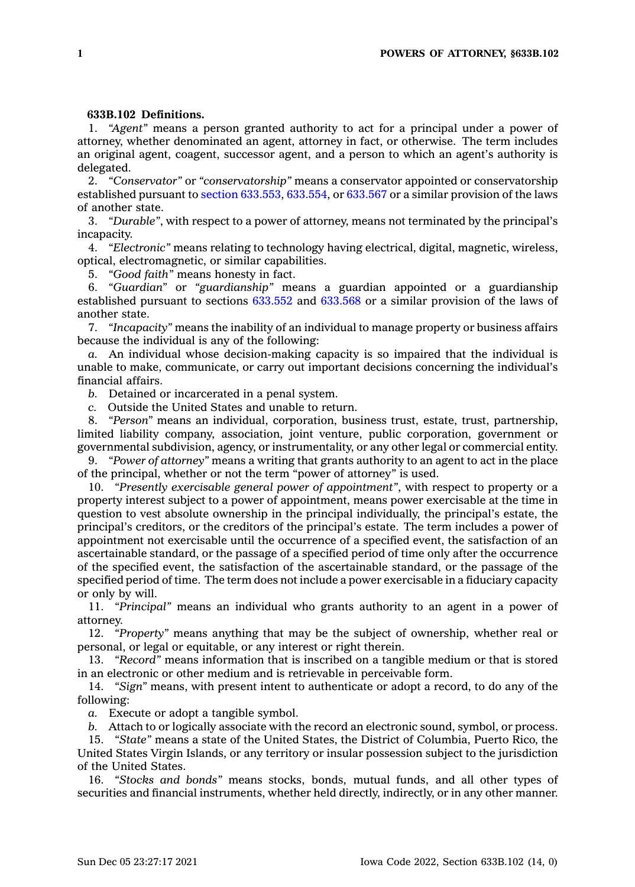**633B.102 Definitions.**

1. *"Agent"* means a person granted authority to act for a principal under a power of attorney, whether denominated an agent, attorney in fact, or otherwise. The term includes an original agent, coagent, successor agent, and a person to which an agent's authority is delegated.

2. *"Conservator"* or *"conservatorship"* means a conservator appointed or conservatorship established pursuant to section 633.553, 633.554, or 633.567 or a similar provision of the laws of another state.

3. *"Durable"*, with respect to a power of attorney, means not terminated by the principal's incapacity.

4. *"Electronic"* means relating to technology having electrical, digital, magnetic, wireless, optical, electromagnetic, or similar capabilities.

5. *"Good faith"* means honesty in fact.

6. *"Guardian"* or *"guardianship"* means a guardian appointed or a guardianship established pursuant to sections 633.552 and 633.568 or a similar provision of the laws of another state.

7. *"Incapacity"* means the inability of an individual to manage property or business affairs because the individual is any of the following:

*a.* An individual whose decision-making capacity is so impaired that the individual is unable to make, communicate, or carry out important decisions concerning the individual's financial affairs.

*b.* Detained or incarcerated in a penal system.

*c.* Outside the United States and unable to return.

8. *"Person"* means an individual, corporation, business trust, estate, trust, partnership, limited liability company, association, joint venture, public corporation, government or governmental subdivision, agency, or instrumentality, or any other legal or commercial entity.

9. *"Power of attorney"* means a writing that grants authority to an agent to act in the place of the principal, whether or not the term "power of attorney" is used.

10. *"Presently exercisable general power of appointment"*, with respect to property or a property interest subject to a power of appointment, means power exercisable at the time in question to vest absolute ownership in the principal individually, the principal's estate, the principal's creditors, or the creditors of the principal's estate. The term includes a power of appointment not exercisable until the occurrence of a specified event, the satisfaction of an ascertainable standard, or the passage of a specified period of time only after the occurrence of the specified event, the satisfaction of the ascertainable standard, or the passage of the specified period of time. The term does not include a power exercisable in a fiduciary capacity or only by will.

11. *"Principal"* means an individual who grants authority to an agent in a power of attorney.

12. *"Property"* means anything that may be the subject of ownership, whether real or personal, or legal or equitable, or any interest or right therein.

13. *"Record"* means information that is inscribed on a tangible medium or that is stored in an electronic or other medium and is retrievable in perceivable form.

14. *"Sign"* means, with present intent to authenticate or adopt a record, to do any of the following:

*a.* Execute or adopt a tangible symbol.

*b.* Attach to or logically associate with the record an electronic sound, symbol, or process.

15. *"State"* means a state of the United States, the District of Columbia, Puerto Rico, the United States Virgin Islands, or any territory or insular possession subject to the jurisdiction of the United States.

16. *"Stocks and bonds"* means stocks, bonds, mutual funds, and all other types of securities and financial instruments, whether held directly, indirectly, or in any other manner.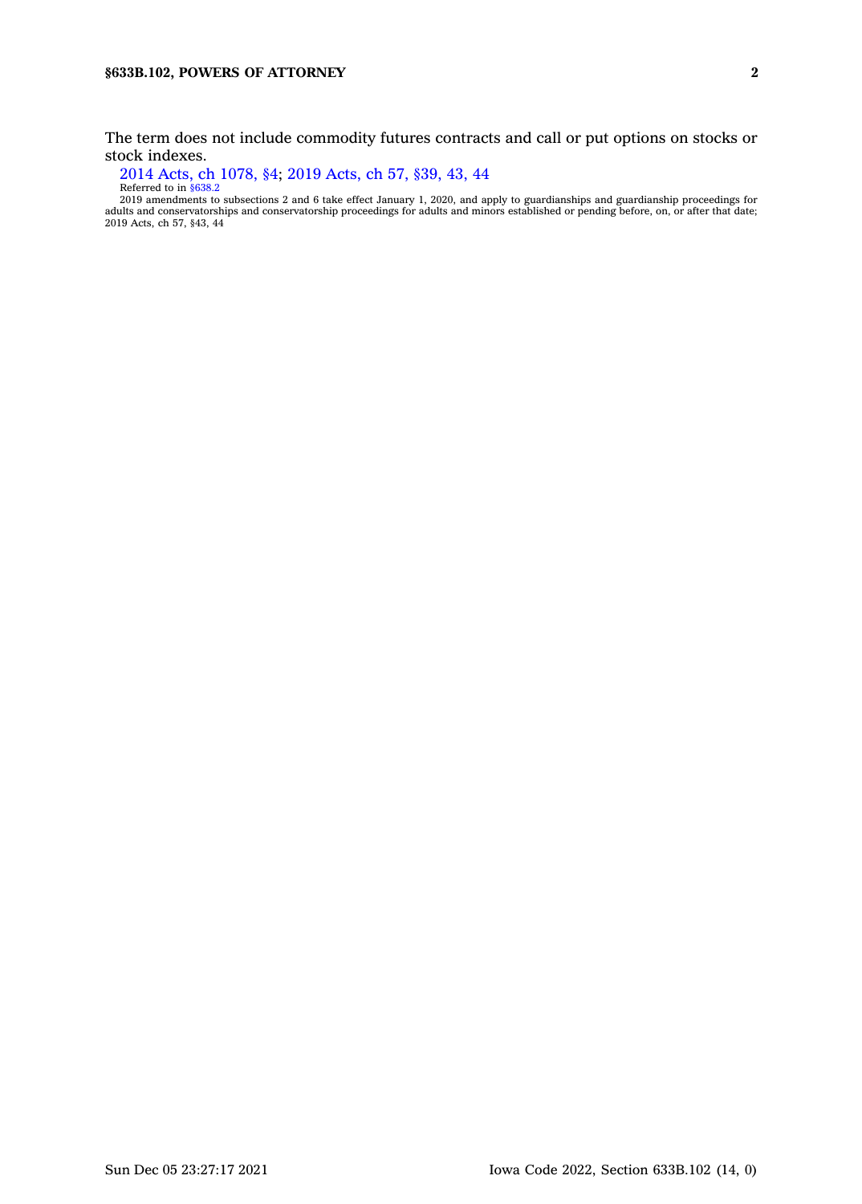The term does not include commodity futures contracts and call or put options on stocks or stock indexes.

2014 Acts, ch 1078, §4; 2019 Acts, ch 57, §39, 43, 44

Referred to in §638.2

2019 amendments to subsections 2 and 6 take effect January 1, 2020, and apply to guardianships and guardianship proceedings for adults and conservatorships and conservatorship proceedings for adults and minors established or pending before, on, or after that date; 2019 Acts, ch 57, §43, 44